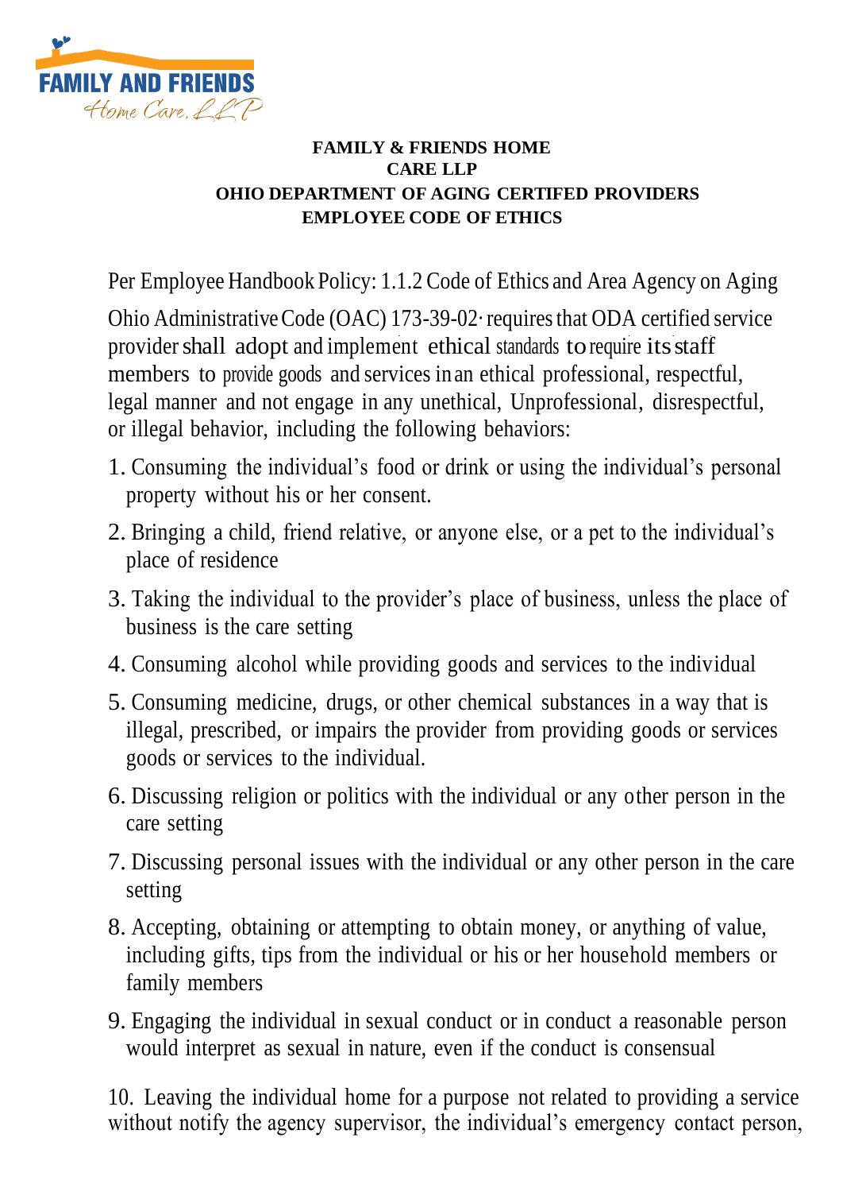FAMILY AND FRIENDS
Home Care, LLP

**FAMILY & FRIENDS HOME CARE LLP**
**OHIO DEPARTMENT OF AGING CERTIFED PROVIDERS**
**EMPLOYEE CODE OF ETHICS**

Per Employee Handbook Policy: 1.1.2 Code of Ethics and Area Agency on Aging

Ohio Administrative Code (OAC) 173-39-02· requires that ODA certified service provider shall adopt and implement ethical standards to require its staff members to provide goods and services in an ethical professional, respectful, legal manner and not engage in any unethical, Unprofessional, disrespectful, or illegal behavior, including the following behaviors:

1. Consuming the individual's food or drink or using the individual's personal property without his or her consent.
2. Bringing a child, friend relative, or anyone else, or a pet to the individual's place of residence
3. Taking the individual to the provider's place of business, unless the place of business is the care setting
4. Consuming alcohol while providing goods and services to the individual
5. Consuming medicine, drugs, or other chemical substances in a way that is illegal, prescribed, or impairs the provider from providing goods or services goods or services to the individual.
6. Discussing religion or politics with the individual or any other person in the care setting
7. Discussing personal issues with the individual or any other person in the care setting
8. Accepting, obtaining or attempting to obtain money, or anything of value, including gifts, tips from the individual or his or her household members or family members
9. Engaging the individual in sexual conduct or in conduct a reasonable person would interpret as sexual in nature, even if the conduct is consensual

10. Leaving the individual home for a purpose not related to providing a service without notify the agency supervisor, the individual's emergency contact person,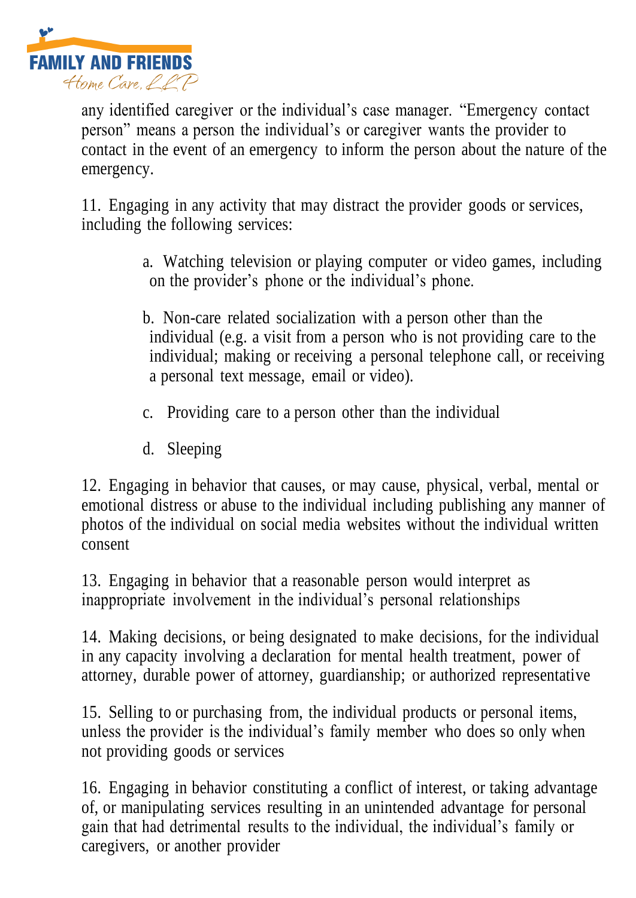any identified caregiver or the individual's case manager. "Emergency contact person" means a person the individual's or caregiver wants the provider to contact in the event of an emergency to inform the person about the nature of the emergency.

11. Engaging in any activity that may distract the provider goods or services, including the following services:

   a. Watching television or playing computer or video games, including on the provider's phone or the individual's phone.

   b. Non-care related socialization with a person other than the individual (e.g. a visit from a person who is not providing care to the individual; making or receiving a personal telephone call, or receiving a personal text message, email or video).

   c. Providing care to a person other than the individual

   d. Sleeping

12. Engaging in behavior that causes, or may cause, physical, verbal, mental or emotional distress or abuse to the individual including publishing any manner of photos of the individual on social media websites without the individual written consent

13. Engaging in behavior that a reasonable person would interpret as inappropriate involvement in the individual's personal relationships

14. Making decisions, or being designated to make decisions, for the individual in any capacity involving a declaration for mental health treatment, power of attorney, durable power of attorney, guardianship; or authorized representative

15. Selling to or purchasing from, the individual products or personal items, unless the provider is the individual's family member who does so only when not providing goods or services

16. Engaging in behavior constituting a conflict of interest, or taking advantage of, or manipulating services resulting in an unintended advantage for personal gain that had detrimental results to the individual, the individual's family or caregivers, or another provider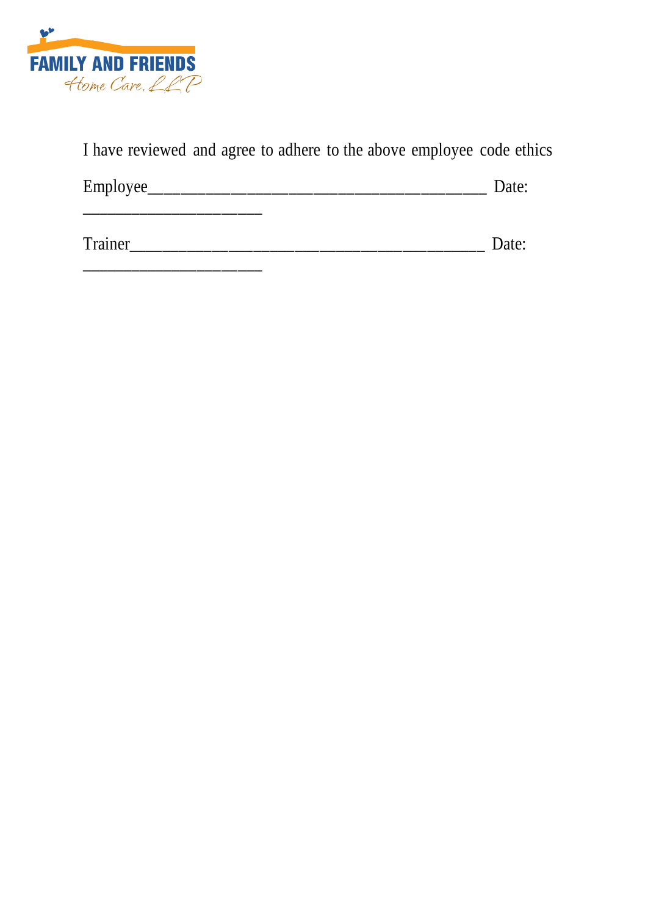**FAMILY AND FRIENDS**

*Home Care, LLP*

I have reviewed and agree to adhere to the above employee code ethics

Employee_________________________________________ Date: ____________________

Trainer___________________________________________ Date: ____________________